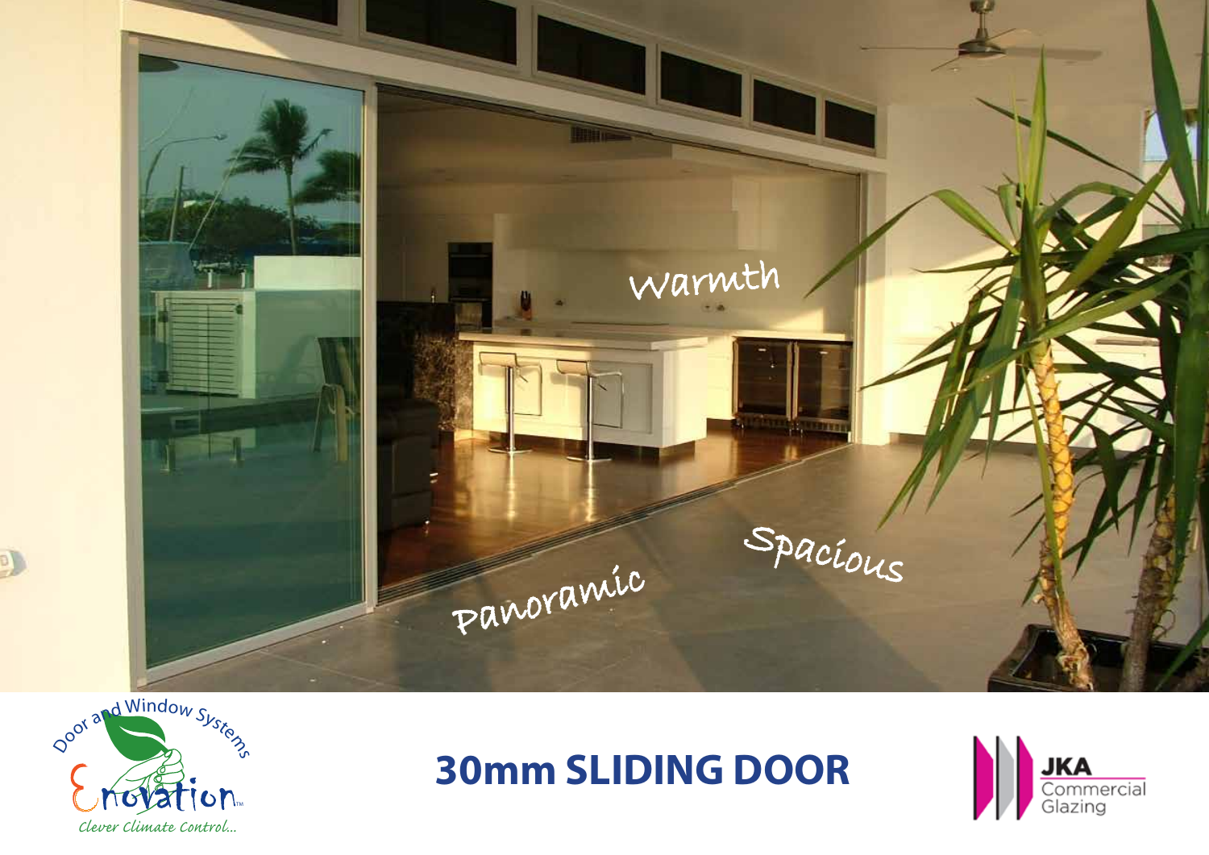Warmth

Spacious

Panoramic

Door and Window Systems

Enovation™

*Clever Climate Control...*

# 30mm SLIDING DOOR

JKA Commercial Glazing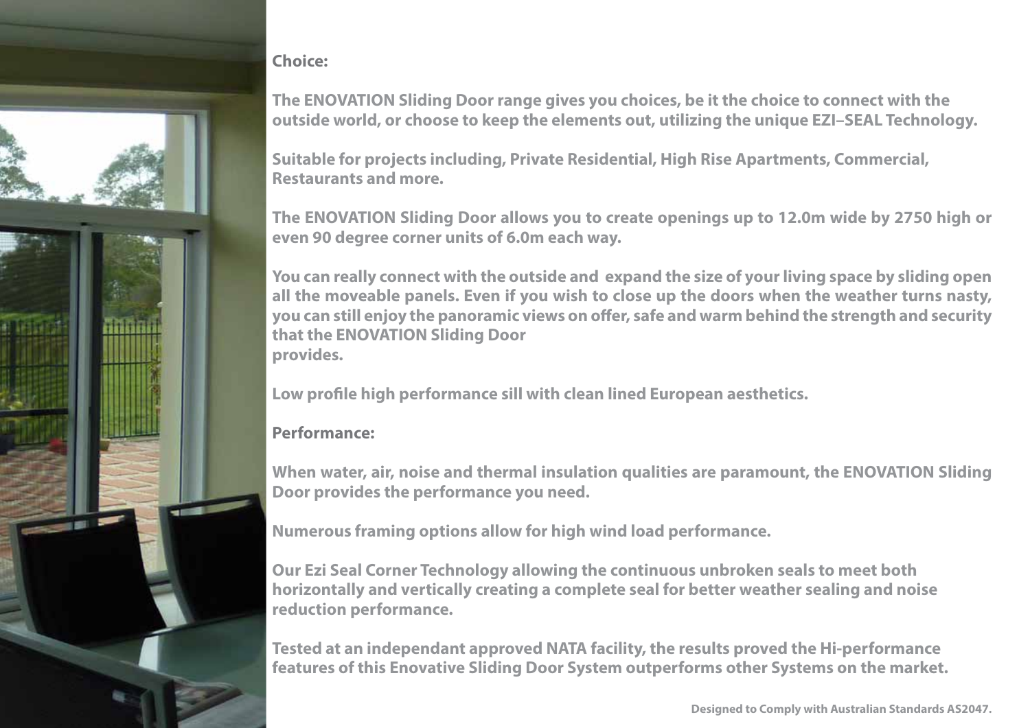**Choice:**

The ENOVATION Sliding Door range gives you choices, be it the choice to connect with the outside world, or choose to keep the elements out, utilizing the unique EZI–SEAL Technology.

Suitable for projects including, Private Residential, High Rise Apartments, Commercial, Restaurants and more.

The ENOVATION Sliding Door allows you to create openings up to 12.0m wide by 2750 high or even 90 degree corner units of 6.0m each way.

You can really connect with the outside and expand the size of your living space by sliding open all the moveable panels. Even if you wish to close up the doors when the weather turns nasty, you can still enjoy the panoramic views on offer, safe and warm behind the strength and security that the ENOVATION Sliding Door provides.

Low profile high performance sill with clean lined European aesthetics.

**Performance:**

When water, air, noise and thermal insulation qualities are paramount, the ENOVATION Sliding Door provides the performance you need.

Numerous framing options allow for high wind load performance.

Our Ezi Seal Corner Technology allowing the continuous unbroken seals to meet both horizontally and vertically creating a complete seal for better weather sealing and noise reduction performance.

Tested at an independant approved NATA facility, the results proved the Hi-performance features of this Enovative Sliding Door System outperforms other Systems on the market.

Designed to Comply with Australian Standards AS2047.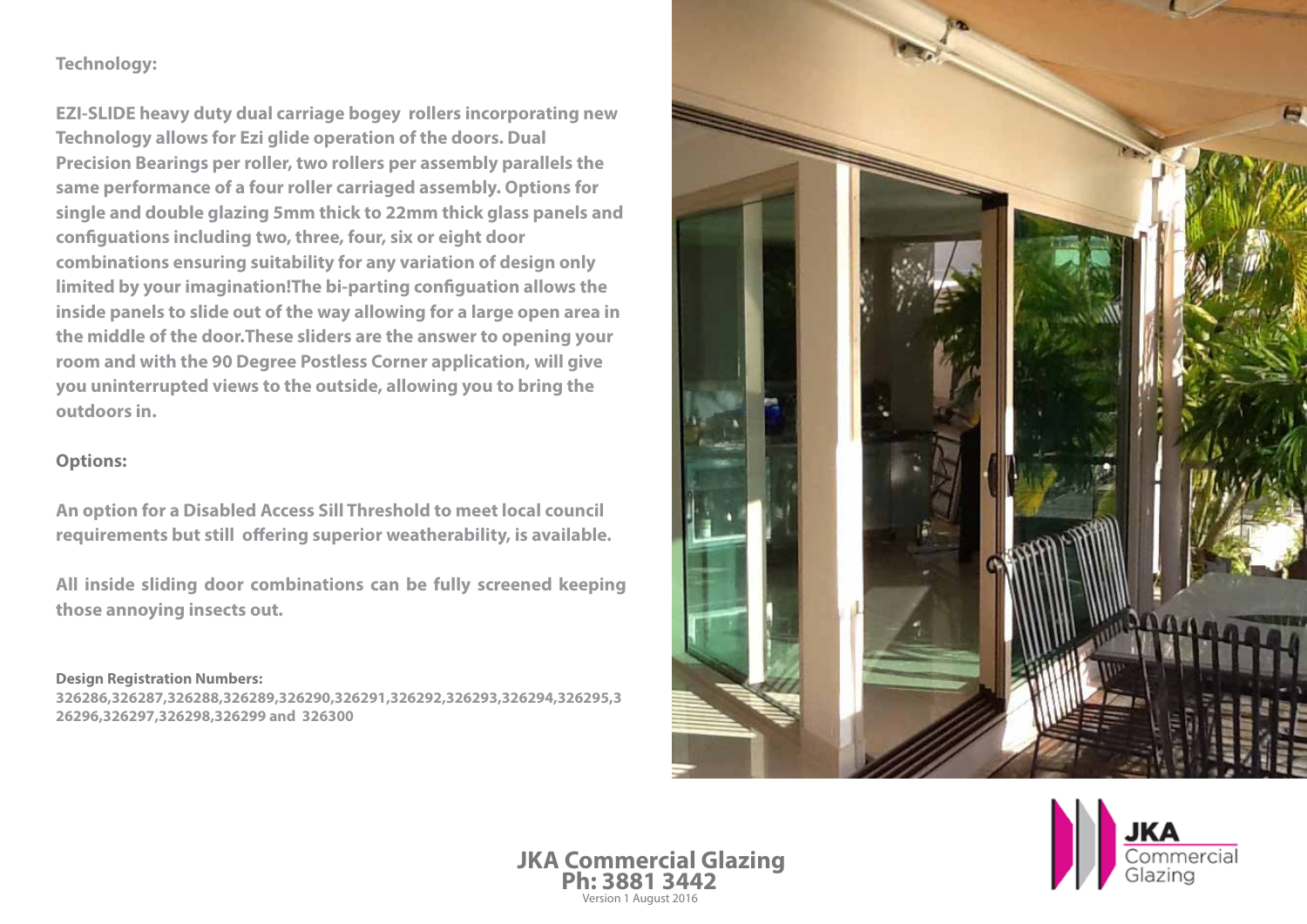**Technology:**

**EZI-SLIDE heavy duty dual carriage bogey rollers incorporating new Technology allows for Ezi glide operation of the doors. Dual Precision Bearings per roller, two rollers per assembly parallels the same performance of a four roller carriaged assembly. Options for single and double glazing 5mm thick to 22mm thick glass panels and configuations including two, three, four, six or eight door combinations ensuring suitability for any variation of design only limited by your imagination!The bi-parting configuation allows the inside panels to slide out of the way allowing for a large open area in the middle of the door.These sliders are the answer to opening your room and with the 90 Degree Postless Corner application, will give you uninterrupted views to the outside, allowing you to bring the outdoors in.**

**Options:**

**An option for a Disabled Access Sill Threshold to meet local council requirements but still offering superior weatherability, is available.**

**All inside sliding door combinations can be fully screened keeping those annoying insects out.**

**Design Registration Numbers:**
**326286,326287,326288,326289,326290,326291,326292,326293,326294,326295,326296,326297,326298,326299 and 326300**

**JKA Commercial Glazing**
**Ph: 3881 3442**
Version 1 August 2016

JKA Commercial Glazing